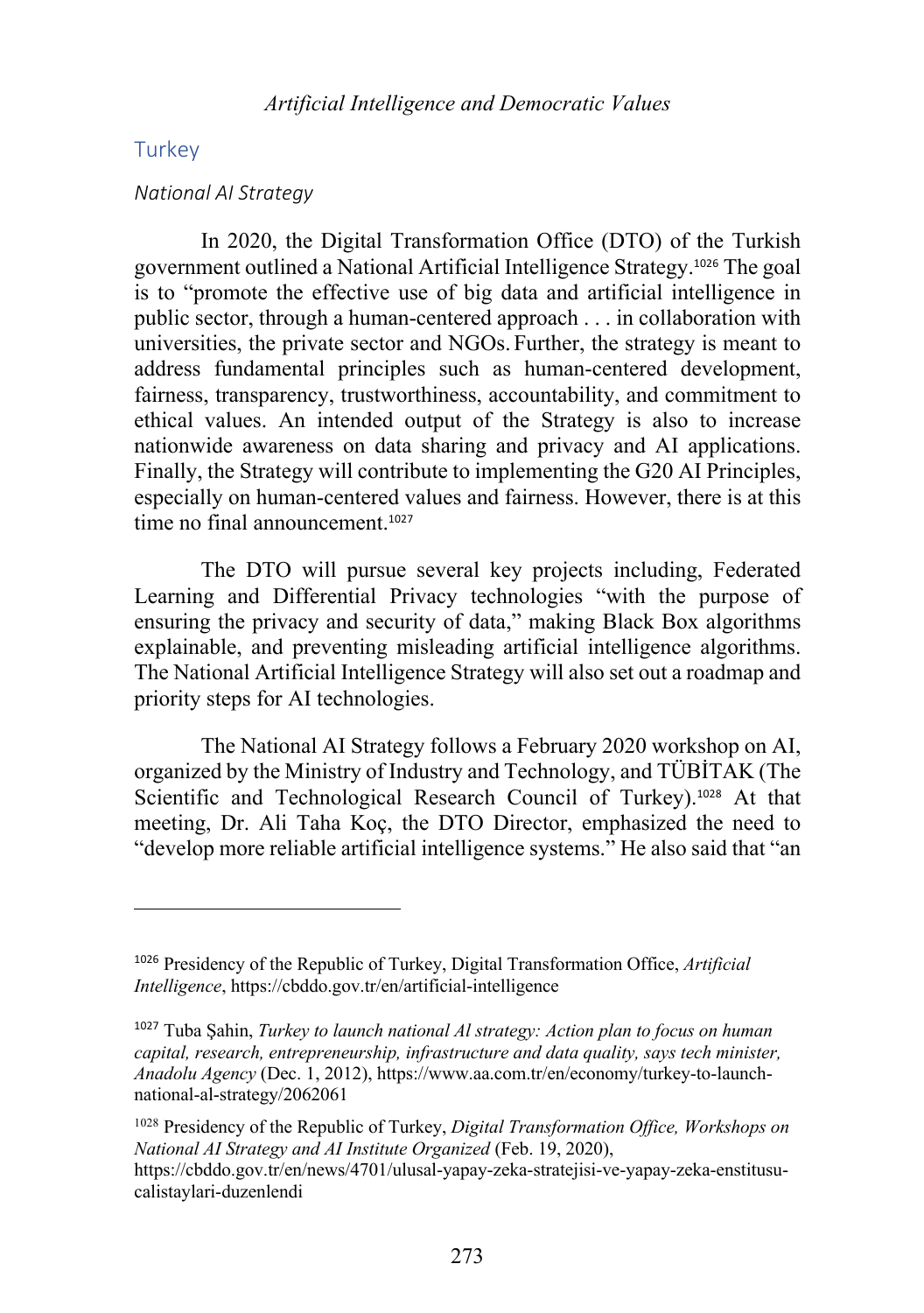## Turkey

### *National AI Strategy*

In 2020, the Digital Transformation Office (DTO) of the Turkish government outlined a National Artificial Intelligence Strategy.[1026] The goal is to "promote the effective use of big data and artificial intelligence in public sector, through a human-centered approach . . . in collaboration with universities, the private sector and NGOs. Further, the strategy is meant to address fundamental principles such as human-centered development, fairness, transparency, trustworthiness, accountability, and commitment to ethical values. An intended output of the Strategy is also to increase nationwide awareness on data sharing and privacy and AI applications. Finally, the Strategy will contribute to implementing the G20 AI Principles, especially on human-centered values and fairness. However, there is at this time no final announcement.[1027]

The DTO will pursue several key projects including, Federated Learning and Differential Privacy technologies "with the purpose of ensuring the privacy and security of data," making Black Box algorithms explainable, and preventing misleading artificial intelligence algorithms. The National Artificial Intelligence Strategy will also set out a roadmap and priority steps for AI technologies.

The National AI Strategy follows a February 2020 workshop on AI, organized by the Ministry of Industry and Technology, and TÜBİTAK (The Scientific and Technological Research Council of Turkey).[1028] At that meeting, Dr. Ali Taha Koç, the DTO Director, emphasized the need to "develop more reliable artificial intelligence systems." He also said that "an

---

[1026] Presidency of the Republic of Turkey, Digital Transformation Office, *Artificial Intelligence*, https://cbddo.gov.tr/en/artificial-intelligence

[1027] Tuba Şahin, *Turkey to launch national Al strategy: Action plan to focus on human capital, research, entrepreneurship, infrastructure and data quality, says tech minister, Anadolu Agency* (Dec. 1, 2012), https://www.aa.com.tr/en/economy/turkey-to-launch-national-al-strategy/2062061

[1028] Presidency of the Republic of Turkey, *Digital Transformation Office, Workshops on National AI Strategy and AI Institute Organized* (Feb. 19, 2020), https://cbddo.gov.tr/en/news/4701/ulusal-yapay-zeka-stratejisi-ve-yapay-zeka-enstitusu-calistaylari-duzenlendi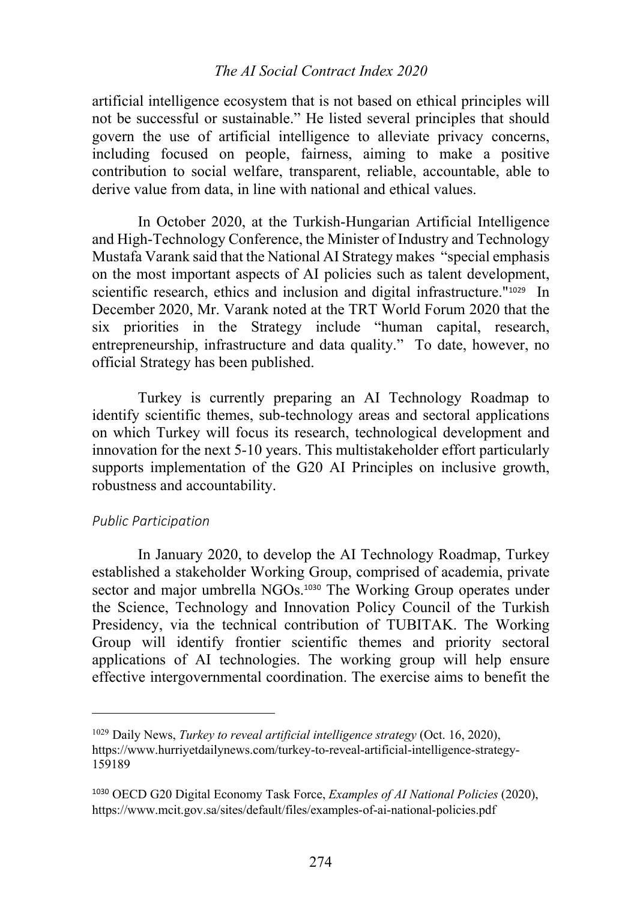artificial intelligence ecosystem that is not based on ethical principles will not be successful or sustainable." He listed several principles that should govern the use of artificial intelligence to alleviate privacy concerns, including focused on people, fairness, aiming to make a positive contribution to social welfare, transparent, reliable, accountable, able to derive value from data, in line with national and ethical values.

In October 2020, at the Turkish-Hungarian Artificial Intelligence and High-Technology Conference, the Minister of Industry and Technology Mustafa Varank said that the National AI Strategy makes "special emphasis on the most important aspects of AI policies such as talent development, scientific research, ethics and inclusion and digital infrastructure."[1029] In December 2020, Mr. Varank noted at the TRT World Forum 2020 that the six priorities in the Strategy include "human capital, research, entrepreneurship, infrastructure and data quality." To date, however, no official Strategy has been published.

Turkey is currently preparing an AI Technology Roadmap to identify scientific themes, sub-technology areas and sectoral applications on which Turkey will focus its research, technological development and innovation for the next 5-10 years. This multistakeholder effort particularly supports implementation of the G20 AI Principles on inclusive growth, robustness and accountability.

*Public Participation*

In January 2020, to develop the AI Technology Roadmap, Turkey established a stakeholder Working Group, comprised of academia, private sector and major umbrella NGOs.[1030] The Working Group operates under the Science, Technology and Innovation Policy Council of the Turkish Presidency, via the technical contribution of TUBITAK. The Working Group will identify frontier scientific themes and priority sectoral applications of AI technologies. The working group will help ensure effective intergovernmental coordination. The exercise aims to benefit the

---

[1029] Daily News, *Turkey to reveal artificial intelligence strategy* (Oct. 16, 2020), https://www.hurriyetdailynews.com/turkey-to-reveal-artificial-intelligence-strategy-159189

[1030] OECD G20 Digital Economy Task Force, *Examples of AI National Policies* (2020), https://www.mcit.gov.sa/sites/default/files/examples-of-ai-national-policies.pdf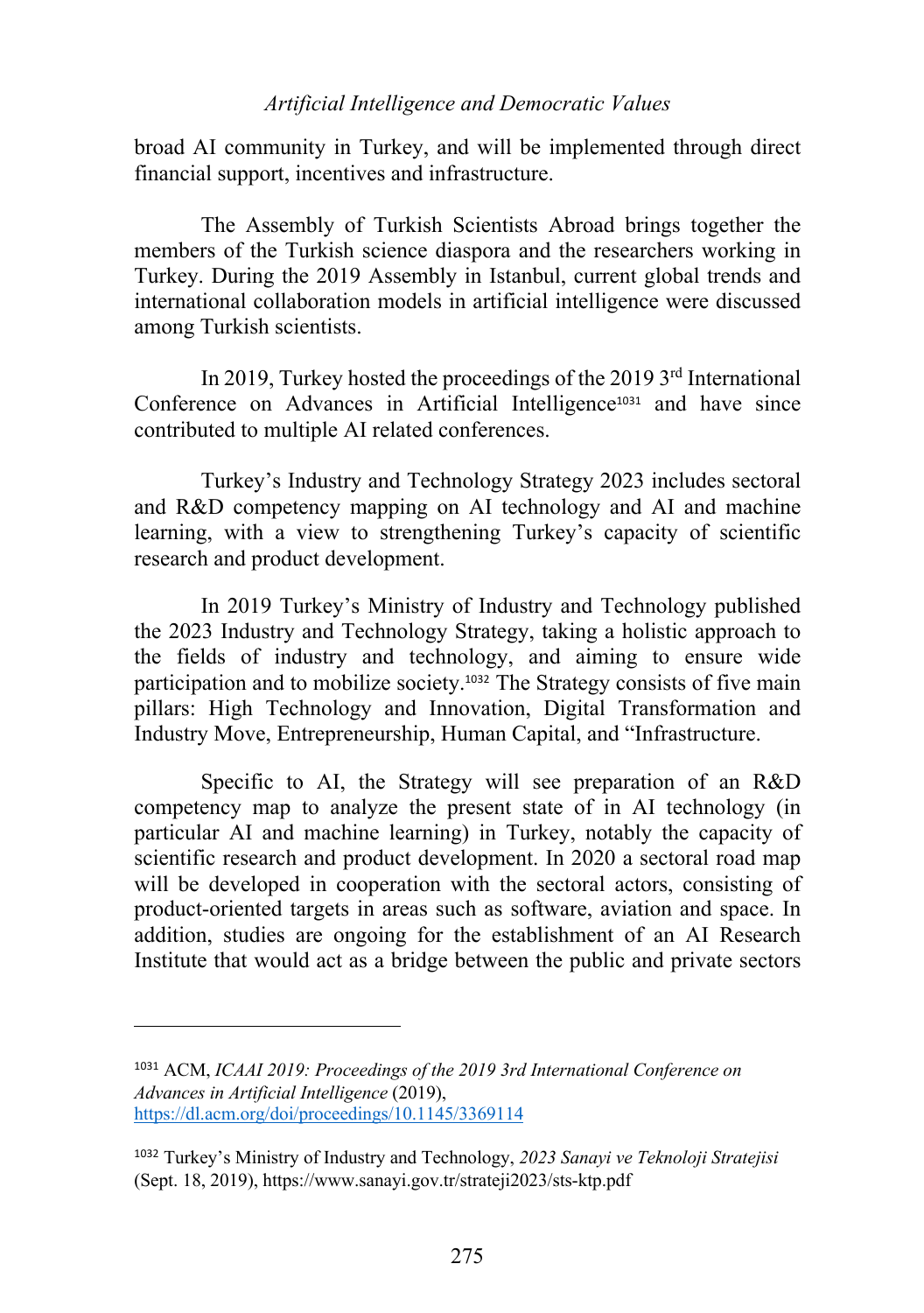broad AI community in Turkey, and will be implemented through direct financial support, incentives and infrastructure.

The Assembly of Turkish Scientists Abroad brings together the members of the Turkish science diaspora and the researchers working in Turkey. During the 2019 Assembly in Istanbul, current global trends and international collaboration models in artificial intelligence were discussed among Turkish scientists.

In 2019, Turkey hosted the proceedings of the 2019 3rd International Conference on Advances in Artificial Intelligence[1031] and have since contributed to multiple AI related conferences.

Turkey's Industry and Technology Strategy 2023 includes sectoral and R&D competency mapping on AI technology and AI and machine learning, with a view to strengthening Turkey's capacity of scientific research and product development.

In 2019 Turkey's Ministry of Industry and Technology published the 2023 Industry and Technology Strategy, taking a holistic approach to the fields of industry and technology, and aiming to ensure wide participation and to mobilize society.[1032] The Strategy consists of five main pillars: High Technology and Innovation, Digital Transformation and Industry Move, Entrepreneurship, Human Capital, and "Infrastructure.

Specific to AI, the Strategy will see preparation of an R&D competency map to analyze the present state of in AI technology (in particular AI and machine learning) in Turkey, notably the capacity of scientific research and product development. In 2020 a sectoral road map will be developed in cooperation with the sectoral actors, consisting of product-oriented targets in areas such as software, aviation and space. In addition, studies are ongoing for the establishment of an AI Research Institute that would act as a bridge between the public and private sectors

---

[1031] ACM, *ICAAI 2019: Proceedings of the 2019 3rd International Conference on Advances in Artificial Intelligence* (2019), https://dl.acm.org/doi/proceedings/10.1145/3369114

[1032] Turkey's Ministry of Industry and Technology, *2023 Sanayi ve Teknoloji Stratejisi* (Sept. 18, 2019), https://www.sanayi.gov.tr/strateji2023/sts-ktp.pdf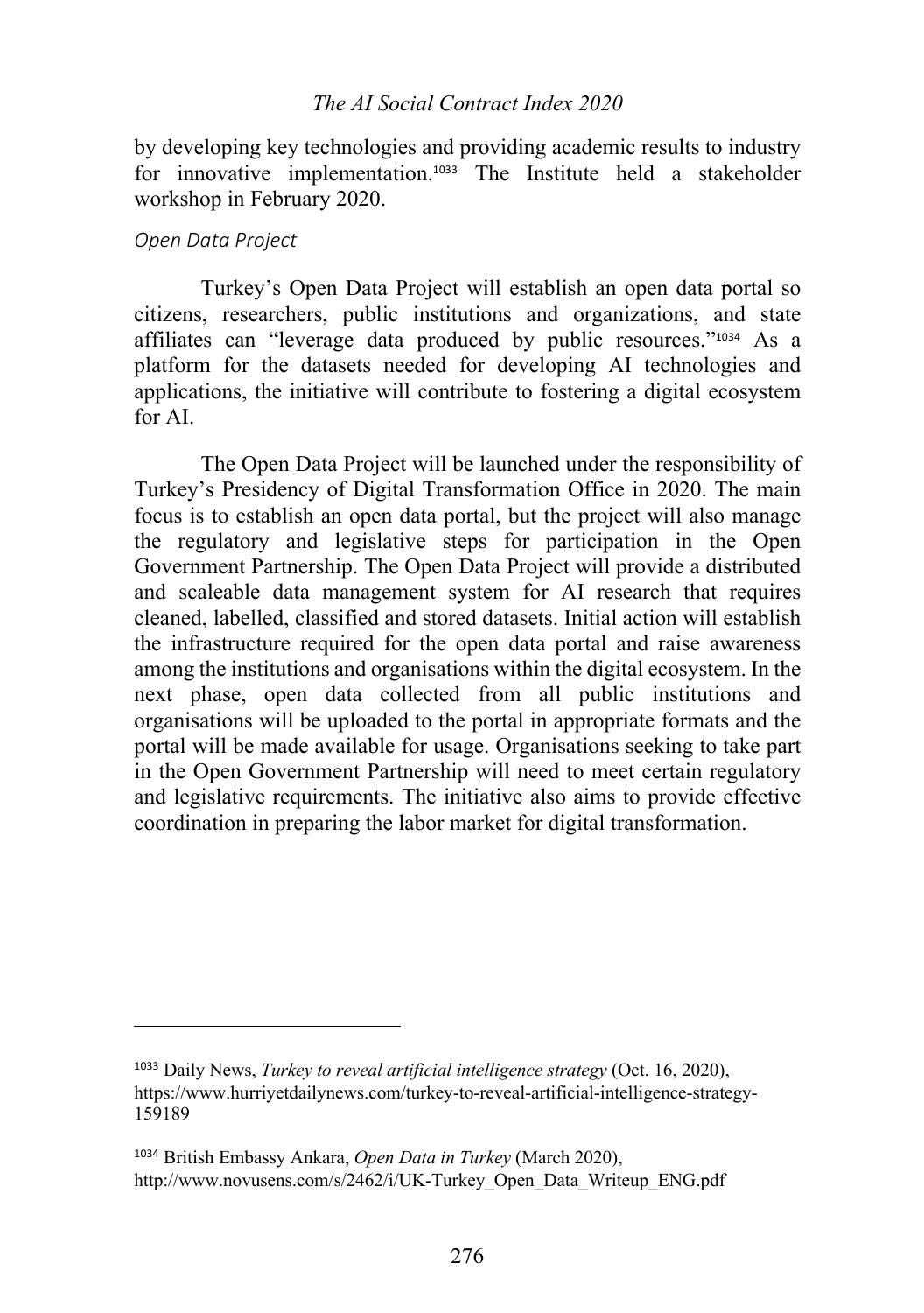by developing key technologies and providing academic results to industry for innovative implementation.[1033] The Institute held a stakeholder workshop in February 2020.

*Open Data Project*

Turkey's Open Data Project will establish an open data portal so citizens, researchers, public institutions and organizations, and state affiliates can "leverage data produced by public resources."[1034] As a platform for the datasets needed for developing AI technologies and applications, the initiative will contribute to fostering a digital ecosystem for AI.

The Open Data Project will be launched under the responsibility of Turkey's Presidency of Digital Transformation Office in 2020. The main focus is to establish an open data portal, but the project will also manage the regulatory and legislative steps for participation in the Open Government Partnership. The Open Data Project will provide a distributed and scaleable data management system for AI research that requires cleaned, labelled, classified and stored datasets. Initial action will establish the infrastructure required for the open data portal and raise awareness among the institutions and organisations within the digital ecosystem. In the next phase, open data collected from all public institutions and organisations will be uploaded to the portal in appropriate formats and the portal will be made available for usage. Organisations seeking to take part in the Open Government Partnership will need to meet certain regulatory and legislative requirements. The initiative also aims to provide effective coordination in preparing the labor market for digital transformation.

---

[1033] Daily News, *Turkey to reveal artificial intelligence strategy* (Oct. 16, 2020), https://www.hurriyetdailynews.com/turkey-to-reveal-artificial-intelligence-strategy-159189

[1034] British Embassy Ankara, *Open Data in Turkey* (March 2020), http://www.novusens.com/s/2462/i/UK-Turkey_Open_Data_Writeup_ENG.pdf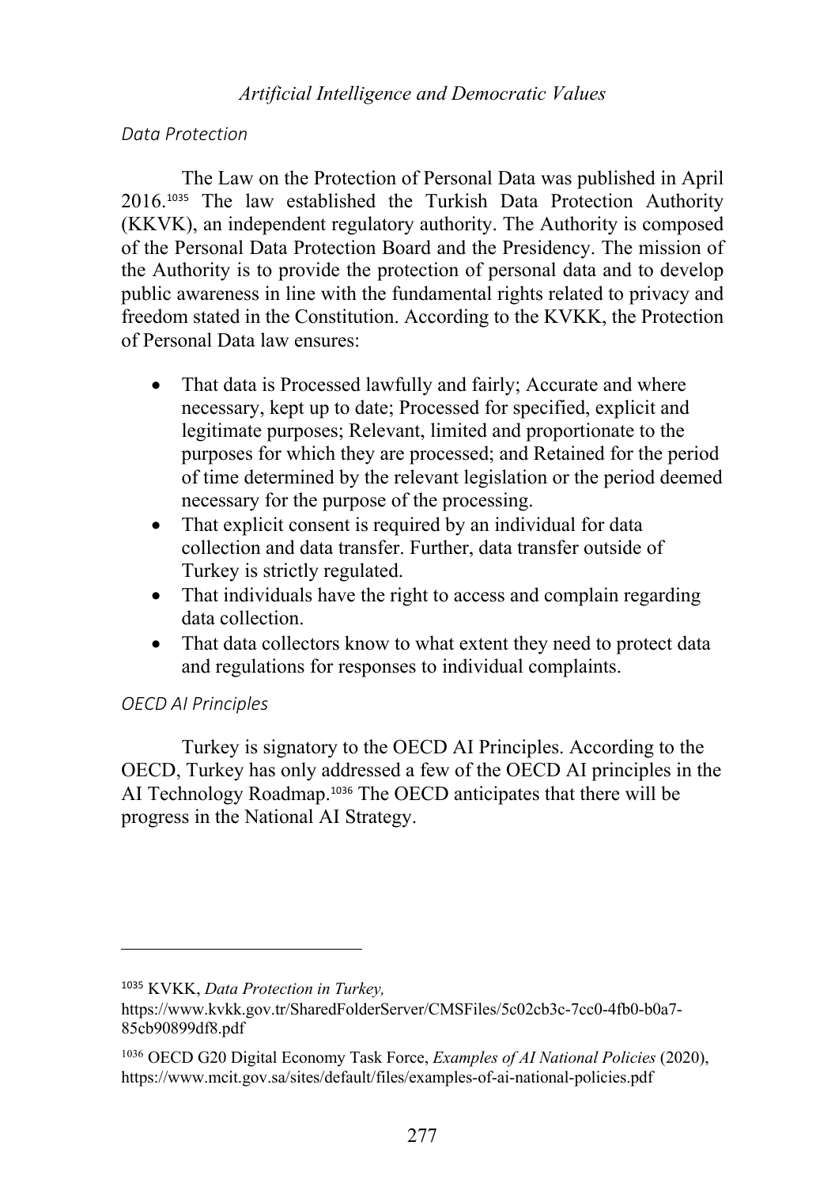### *Data Protection*

The Law on the Protection of Personal Data was published in April 2016.[1035] The law established the Turkish Data Protection Authority (KKVK), an independent regulatory authority. The Authority is composed of the Personal Data Protection Board and the Presidency. The mission of the Authority is to provide the protection of personal data and to develop public awareness in line with the fundamental rights related to privacy and freedom stated in the Constitution. According to the KVKK, the Protection of Personal Data law ensures:

- That data is Processed lawfully and fairly; Accurate and where necessary, kept up to date; Processed for specified, explicit and legitimate purposes; Relevant, limited and proportionate to the purposes for which they are processed; and Retained for the period of time determined by the relevant legislation or the period deemed necessary for the purpose of the processing.
- That explicit consent is required by an individual for data collection and data transfer. Further, data transfer outside of Turkey is strictly regulated.
- That individuals have the right to access and complain regarding data collection.
- That data collectors know to what extent they need to protect data and regulations for responses to individual complaints.

### *OECD AI Principles*

Turkey is signatory to the OECD AI Principles. According to the OECD, Turkey has only addressed a few of the OECD AI principles in the AI Technology Roadmap.[1036] The OECD anticipates that there will be progress in the National AI Strategy.

---

[1035] KVKK, *Data Protection in Turkey,* https://www.kvkk.gov.tr/SharedFolderServer/CMSFiles/5c02cb3c-7cc0-4fb0-b0a7-85cb90899df8.pdf

[1036] OECD G20 Digital Economy Task Force, *Examples of AI National Policies* (2020), https://www.mcit.gov.sa/sites/default/files/examples-of-ai-national-policies.pdf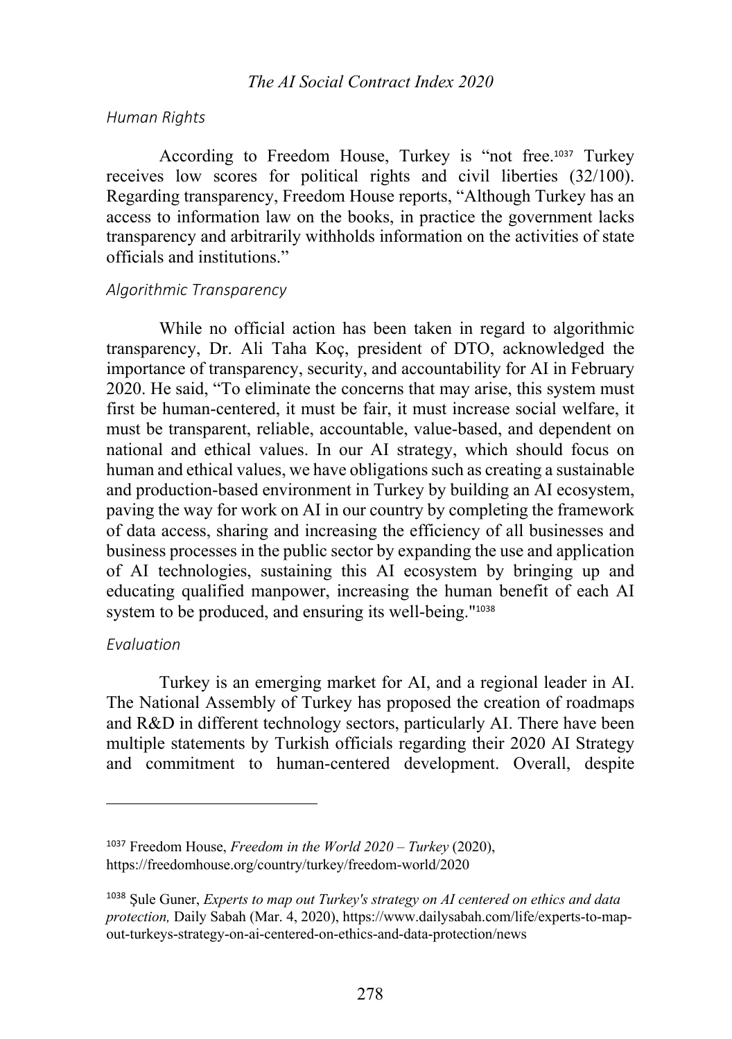### Human Rights

According to Freedom House, Turkey is "not free.[1037] Turkey receives low scores for political rights and civil liberties (32/100). Regarding transparency, Freedom House reports, "Although Turkey has an access to information law on the books, in practice the government lacks transparency and arbitrarily withholds information on the activities of state officials and institutions."

### Algorithmic Transparency

While no official action has been taken in regard to algorithmic transparency, Dr. Ali Taha Koç, president of DTO, acknowledged the importance of transparency, security, and accountability for AI in February 2020. He said, "To eliminate the concerns that may arise, this system must first be human-centered, it must be fair, it must increase social welfare, it must be transparent, reliable, accountable, value-based, and dependent on national and ethical values. In our AI strategy, which should focus on human and ethical values, we have obligations such as creating a sustainable and production-based environment in Turkey by building an AI ecosystem, paving the way for work on AI in our country by completing the framework of data access, sharing and increasing the efficiency of all businesses and business processes in the public sector by expanding the use and application of AI technologies, sustaining this AI ecosystem by bringing up and educating qualified manpower, increasing the human benefit of each AI system to be produced, and ensuring its well-being."[1038]

### Evaluation

Turkey is an emerging market for AI, and a regional leader in AI. The National Assembly of Turkey has proposed the creation of roadmaps and R&D in different technology sectors, particularly AI. There have been multiple statements by Turkish officials regarding their 2020 AI Strategy and commitment to human-centered development. Overall, despite

---

[1037] Freedom House, *Freedom in the World 2020 – Turkey* (2020), https://freedomhouse.org/country/turkey/freedom-world/2020

[1038] Şule Guner, *Experts to map out Turkey's strategy on AI centered on ethics and data protection,* Daily Sabah (Mar. 4, 2020), https://www.dailysabah.com/life/experts-to-map-out-turkeys-strategy-on-ai-centered-on-ethics-and-data-protection/news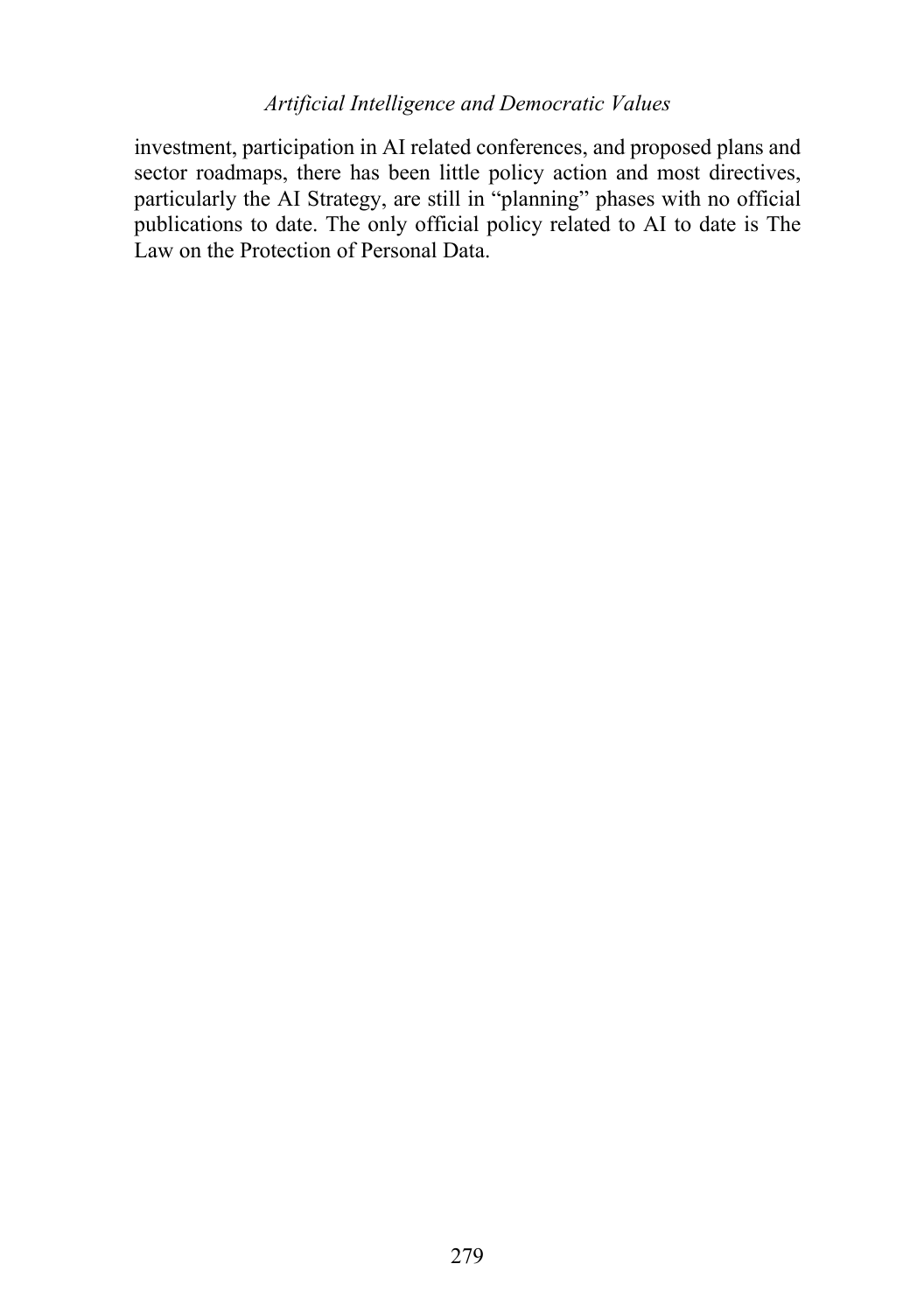investment, participation in AI related conferences, and proposed plans and sector roadmaps, there has been little policy action and most directives, particularly the AI Strategy, are still in "planning" phases with no official publications to date. The only official policy related to AI to date is The Law on the Protection of Personal Data.